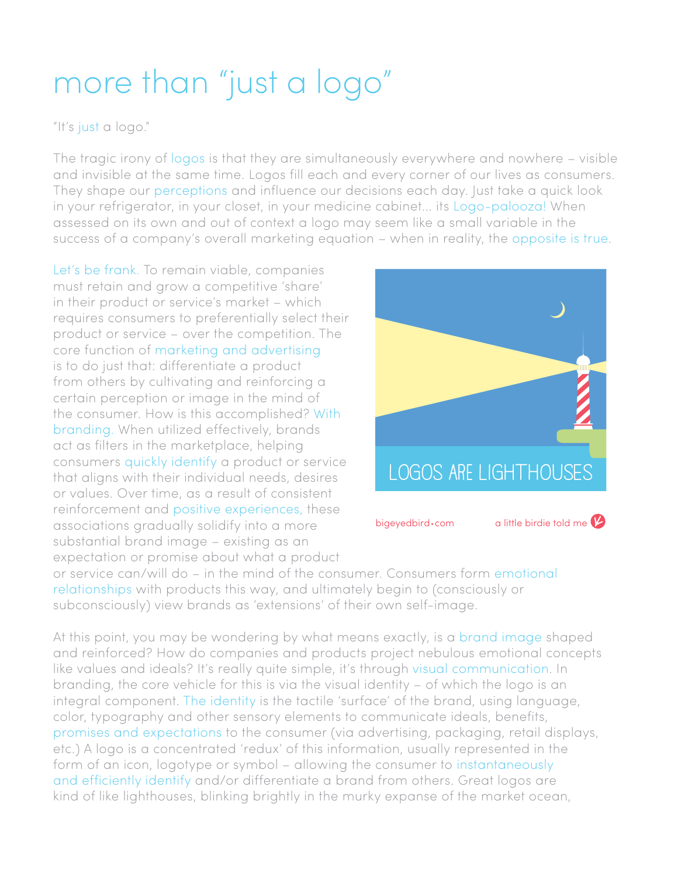# more than "just a logo"

"It's just a logo."

The tragic irony of logos is that they are simultaneously everywhere and nowhere – visible and invisible at the same time. Logos fill each and every corner of our lives as consumers. They shape our perceptions and influence our decisions each day. Just take a quick look in your refrigerator, in your closet, in your medicine cabinet... its Logo-palooza! When assessed on its own and out of context a logo may seem like a small variable in the success of a company's overall marketing equation – when in reality, the opposite is true.

Let's be frank. To remain viable, companies must retain and grow a competitive 'share' in their product or service's market – which requires consumers to preferentially select their product or service – over the competition. The core function of marketing and advertising is to do just that: differentiate a product from others by cultivating and reinforcing a certain perception or image in the mind of the consumer. How is this accomplished? With branding. When utilized effectively, brands act as filters in the marketplace, helping consumers quickly identify a product or service that aligns with their individual needs, desires or values. Over time, as a result of consistent reinforcement and positive experiences, these associations gradually solidify into a more substantial brand image – existing as an expectation or promise about what a product or service can/will do – in the mind of the consumer. Consumers form emotional relationships with products this way, and ultimately begin to (consciously or subconsciously) view brands as 'extensions' of their own self-image.

LOGOS ARE LIGHTHOUSES

bigeyedbird•com a little birdie told me

At this point, you may be wondering by what means exactly, is a brand image shaped and reinforced? How do companies and products project nebulous emotional concepts like values and ideals? It's really quite simple, it's through visual communication. In branding, the core vehicle for this is via the visual identity – of which the logo is an integral component. The identity is the tactile 'surface' of the brand, using language, color, typography and other sensory elements to communicate ideals, benefits, promises and expectations to the consumer (via advertising, packaging, retail displays, etc.) A logo is a concentrated 'redux' of this information, usually represented in the form of an icon, logotype or symbol – allowing the consumer to instantaneously and efficiently identify and/or differentiate a brand from others. Great logos are kind of like lighthouses, blinking brightly in the murky expanse of the market ocean,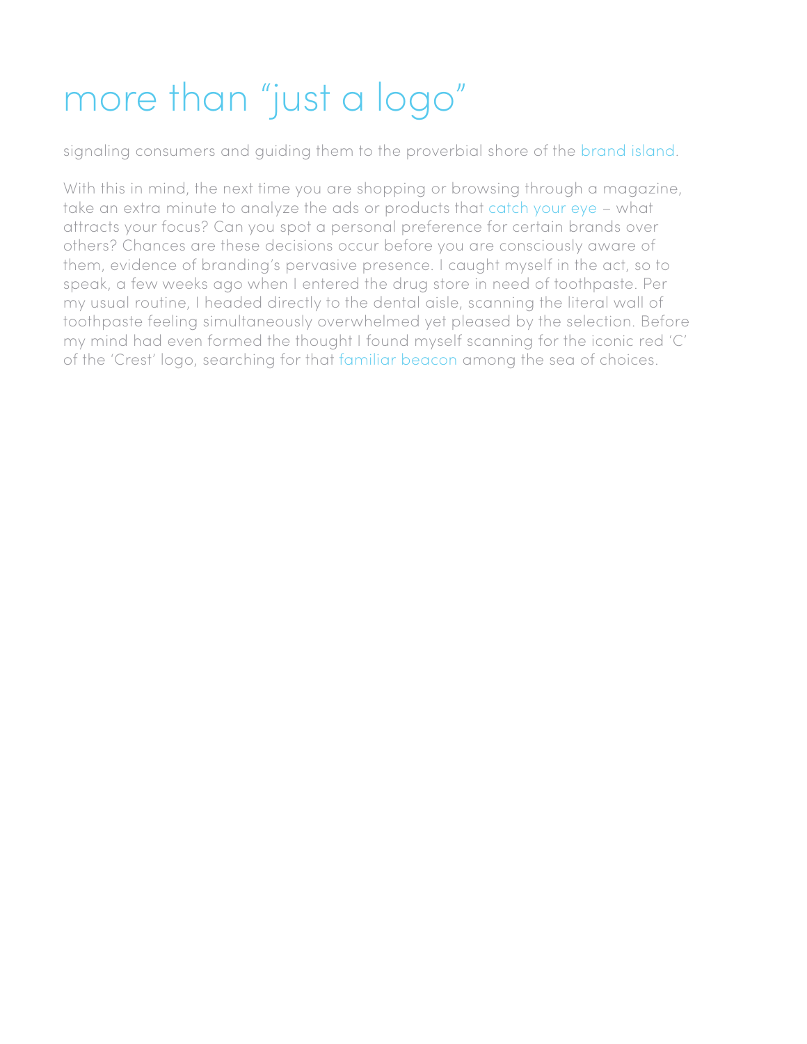# more than "just a logo"

signaling consumers and guiding them to the proverbial shore of the brand island.

With this in mind, the next time you are shopping or browsing through a magazine, take an extra minute to analyze the ads or products that catch your eye – what attracts your focus? Can you spot a personal preference for certain brands over others? Chances are these decisions occur before you are consciously aware of them, evidence of branding's pervasive presence. I caught myself in the act, so to speak, a few weeks ago when I entered the drug store in need of toothpaste. Per my usual routine, I headed directly to the dental aisle, scanning the literal wall of toothpaste feeling simultaneously overwhelmed yet pleased by the selection. Before my mind had even formed the thought I found myself scanning for the iconic red 'C' of the 'Crest' logo, searching for that familiar beacon among the sea of choices.